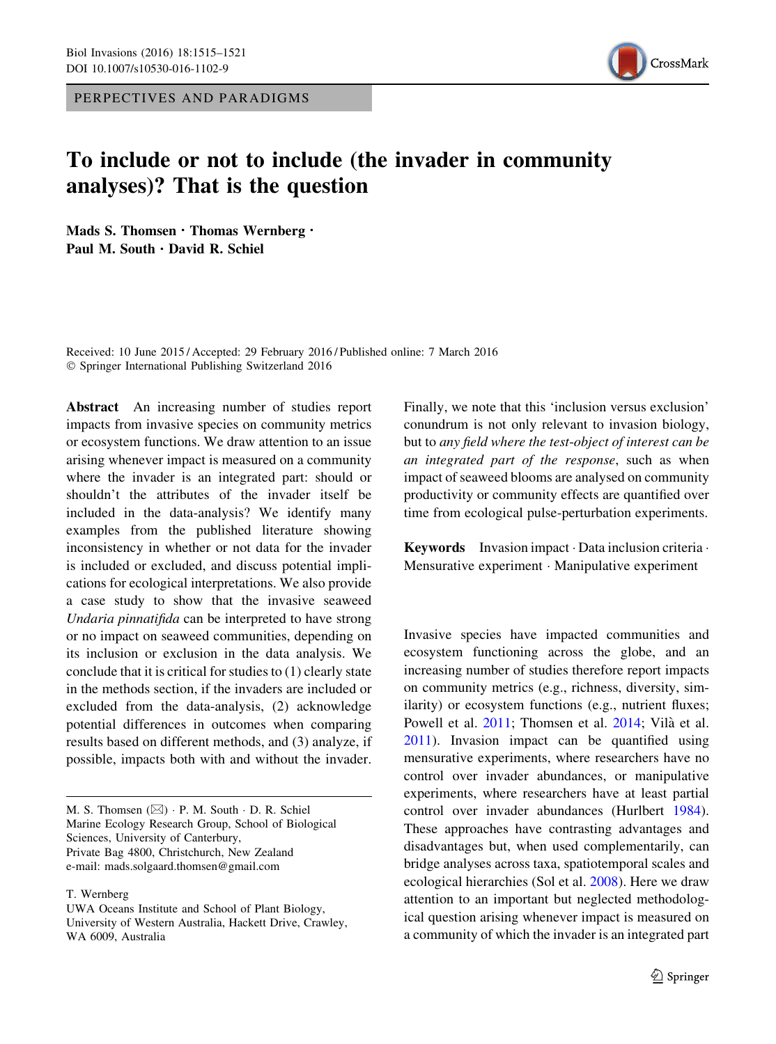PERPECTIVES AND PARADIGMS

# To include or not to include (the invader in community analyses)? That is the question

**Mads S. Thomsen · Thomas Wernberg · Paul M. South · David R. Schiel**

Received: 10 June 2015 / Accepted: 29 February 2016 / Published online: 7 March 2016
© Springer International Publishing Switzerland 2016

**Abstract** An increasing number of studies report impacts from invasive species on community metrics or ecosystem functions. We draw attention to an issue arising whenever impact is measured on a community where the invader is an integrated part: should or shouldn't the attributes of the invader itself be included in the data-analysis? We identify many examples from the published literature showing inconsistency in whether or not data for the invader is included or excluded, and discuss potential implications for ecological interpretations. We also provide a case study to show that the invasive seaweed *Undaria pinnatifida* can be interpreted to have strong or no impact on seaweed communities, depending on its inclusion or exclusion in the data analysis. We conclude that it is critical for studies to (1) clearly state in the methods section, if the invaders are included or excluded from the data-analysis, (2) acknowledge potential differences in outcomes when comparing results based on different methods, and (3) analyze, if possible, impacts both with and without the invader. Finally, we note that this 'inclusion versus exclusion' conundrum is not only relevant to invasion biology, but to *any field where the test-object of interest can be an integrated part of the response*, such as when impact of seaweed blooms are analysed on community productivity or community effects are quantified over time from ecological pulse-perturbation experiments.

**Keywords** Invasion impact · Data inclusion criteria · Mensurative experiment · Manipulative experiment

M. S. Thomsen (✉) · P. M. South · D. R. Schiel
Marine Ecology Research Group, School of Biological Sciences, University of Canterbury, Private Bag 4800, Christchurch, New Zealand
e-mail: mads.solgaard.thomsen@gmail.com

T. Wernberg
UWA Oceans Institute and School of Plant Biology, University of Western Australia, Hackett Drive, Crawley, WA 6009, Australia

Invasive species have impacted communities and ecosystem functioning across the globe, and an increasing number of studies therefore report impacts on community metrics (e.g., richness, diversity, similarity) or ecosystem functions (e.g., nutrient fluxes; Powell et al. 2011; Thomsen et al. 2014; Vilà et al. 2011). Invasion impact can be quantified using mensurative experiments, where researchers have no control over invader abundances, or manipulative experiments, where researchers have at least partial control over invader abundances (Hurlbert 1984). These approaches have contrasting advantages and disadvantages but, when used complementarily, can bridge analyses across taxa, spatiotemporal scales and ecological hierarchies (Sol et al. 2008). Here we draw attention to an important but neglected methodological question arising whenever impact is measured on a community of which the invader is an integrated part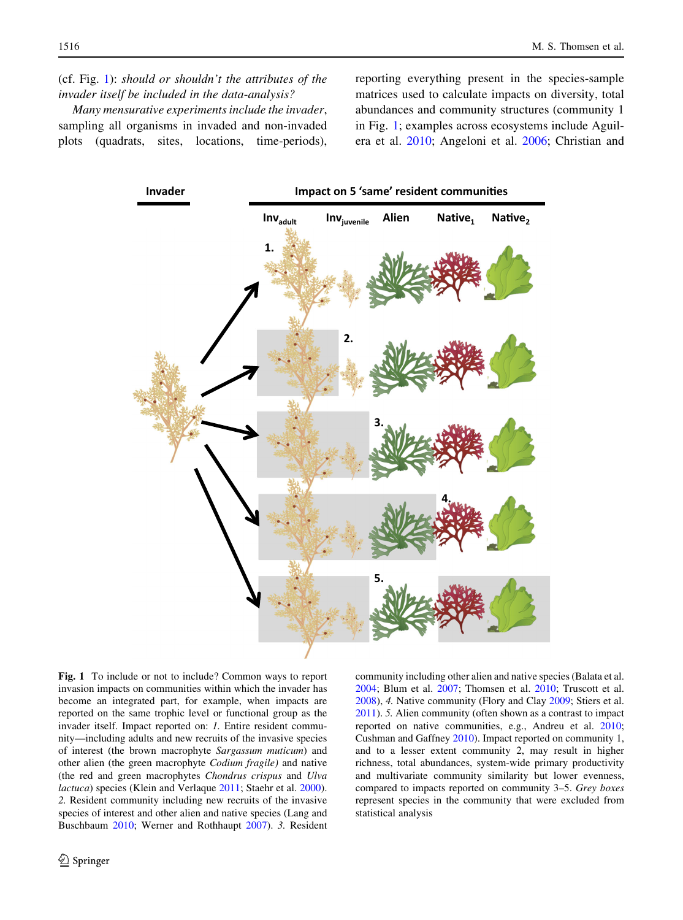(cf. Fig. 1): *should or shouldn't the attributes of the invader itself be included in the data-analysis?*

*Many mensurative experiments include the invader*, sampling all organisms in invaded and non-invaded plots (quadrats, sites, locations, time-periods), reporting everything present in the species-sample matrices used to calculate impacts on diversity, total abundances and community structures (community 1 in Fig. 1; examples across ecosystems include Aguilera et al. 2010; Angeloni et al. 2006; Christian and

**Fig. 1** To include or not to include? Common ways to report invasion impacts on communities within which the invader has become an integrated part, for example, when impacts are reported on the same trophic level or functional group as the invader itself. Impact reported on: *1.* Entire resident community—including adults and new recruits of the invasive species of interest (the brown macrophyte *Sargassum muticum*) and other alien (the green macrophyte *Codium fragile)* and native (the red and green macrophytes *Chondrus crispus* and *Ulva lactuca*) species (Klein and Verlaque 2011; Staehr et al. 2000). *2.* Resident community including new recruits of the invasive species of interest and other alien and native species (Lang and Buschbaum 2010; Werner and Rothhaupt 2007). *3.* Resident community including other alien and native species (Balata et al. 2004; Blum et al. 2007; Thomsen et al. 2010; Truscott et al. 2008), *4.* Native community (Flory and Clay 2009; Stiers et al. 2011). *5.* Alien community (often shown as a contrast to impact reported on native communities, e.g., Andreu et al. 2010; Cushman and Gaffney 2010). Impact reported on community 1, and to a lesser extent community 2, may result in higher richness, total abundances, system-wide primary productivity and multivariate community similarity but lower evenness, compared to impacts reported on community 3–5. *Grey boxes* represent species in the community that were excluded from statistical analysis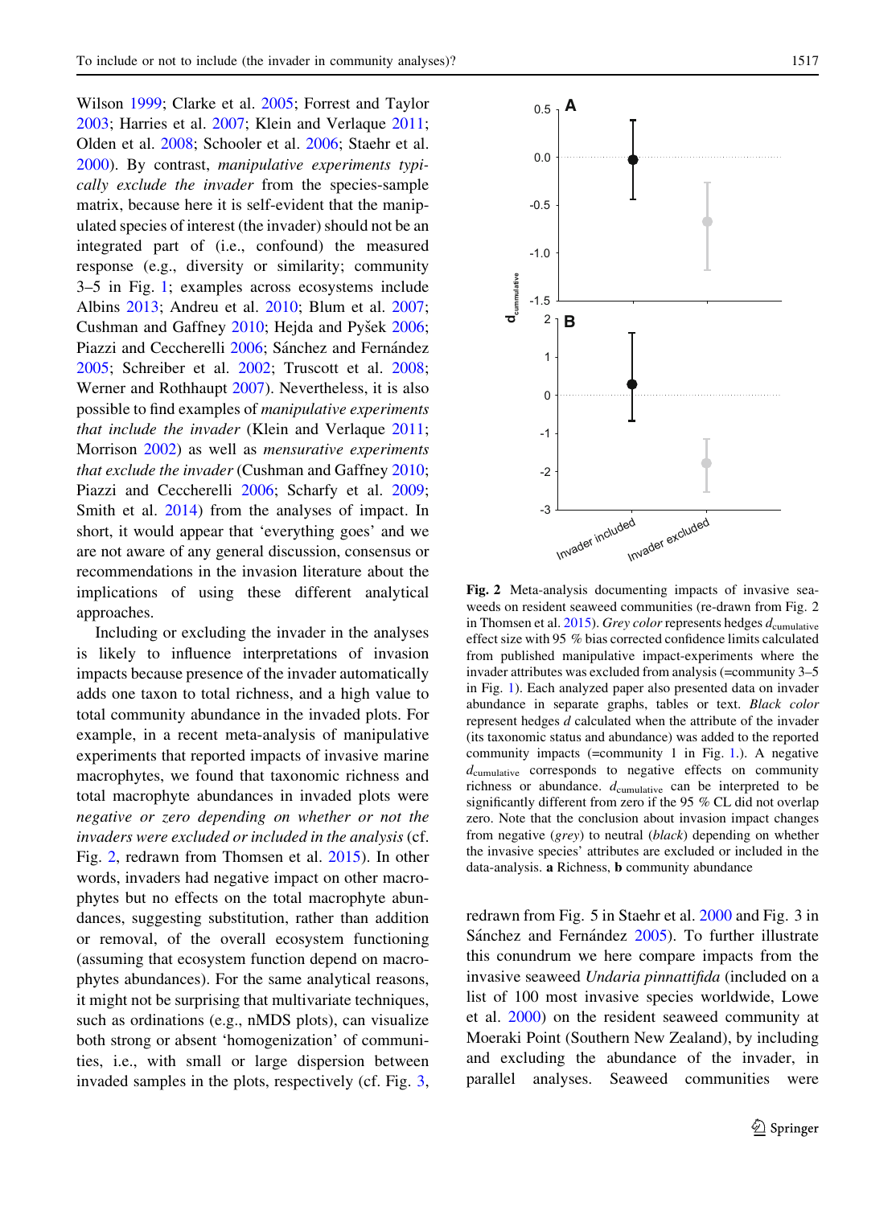Wilson 1999; Clarke et al. 2005; Forrest and Taylor 2003; Harries et al. 2007; Klein and Verlaque 2011; Olden et al. 2008; Schooler et al. 2006; Staehr et al. 2000). By contrast, *manipulative experiments typically exclude the invader* from the species-sample matrix, because here it is self-evident that the manipulated species of interest (the invader) should not be an integrated part of (i.e., confound) the measured response (e.g., diversity or similarity; community 3–5 in Fig. 1; examples across ecosystems include Albins 2013; Andreu et al. 2010; Blum et al. 2007; Cushman and Gaffney 2010; Hejda and Pyšek 2006; Piazzi and Ceccherelli 2006; Sánchez and Fernández 2005; Schreiber et al. 2002; Truscott et al. 2008; Werner and Rothhaupt 2007). Nevertheless, it is also possible to find examples of *manipulative experiments that include the invader* (Klein and Verlaque 2011; Morrison 2002) as well as *mensurative experiments that exclude the invader* (Cushman and Gaffney 2010; Piazzi and Ceccherelli 2006; Scharfy et al. 2009; Smith et al. 2014) from the analyses of impact. In short, it would appear that 'everything goes' and we are not aware of any general discussion, consensus or recommendations in the invasion literature about the implications of using these different analytical approaches.

Including or excluding the invader in the analyses is likely to influence interpretations of invasion impacts because presence of the invader automatically adds one taxon to total richness, and a high value to total community abundance in the invaded plots. For example, in a recent meta-analysis of manipulative experiments that reported impacts of invasive marine macrophytes, we found that taxonomic richness and total macrophyte abundances in invaded plots were *negative or zero depending on whether or not the invaders were excluded or included in the analysis* (cf. Fig. 2, redrawn from Thomsen et al. 2015). In other words, invaders had negative impact on other macrophytes but no effects on the total macrophyte abundances, suggesting substitution, rather than addition or removal, of the overall ecosystem functioning (assuming that ecosystem function depend on macrophytes abundances). For the same analytical reasons, it might not be surprising that multivariate techniques, such as ordinations (e.g., nMDS plots), can visualize both strong or absent 'homogenization' of communities, i.e., with small or large dispersion between invaded samples in the plots, respectively (cf. Fig. 3, redrawn from Fig. 5 in Staehr et al. 2000 and Fig. 3 in Sánchez and Fernández 2005). To further illustrate this conundrum we here compare impacts from the invasive seaweed *Undaria pinnattifida* (included on a list of 100 most invasive species worldwide, Lowe et al. 2000) on the resident seaweed community at Moeraki Point (Southern New Zealand), by including and excluding the abundance of the invader, in parallel analyses. Seaweed communities were

**Fig. 2** Meta-analysis documenting impacts of invasive seaweeds on resident seaweed communities (re-drawn from Fig. 2 in Thomsen et al. 2015). *Grey color* represents hedges $d_{cumulative}$ effect size with 95 % bias corrected confidence limits calculated from published manipulative impact-experiments where the invader attributes was excluded from analysis (=community 3–5 in Fig. 1). Each analyzed paper also presented data on invader abundance in separate graphs, tables or text. *Black color* represent hedges $d$ calculated when the attribute of the invader (its taxonomic status and abundance) was added to the reported community impacts (=community 1 in Fig. 1.). A negative $d_{cumulative}$ corresponds to negative effects on community richness or abundance. $d_{cumulative}$ can be interpreted to be significantly different from zero if the 95 % CL did not overlap zero. Note that the conclusion about invasion impact changes from negative (*grey*) to neutral (*black*) depending on whether the invasive species' attributes are excluded or included in the data-analysis. **a** Richness, **b** community abundance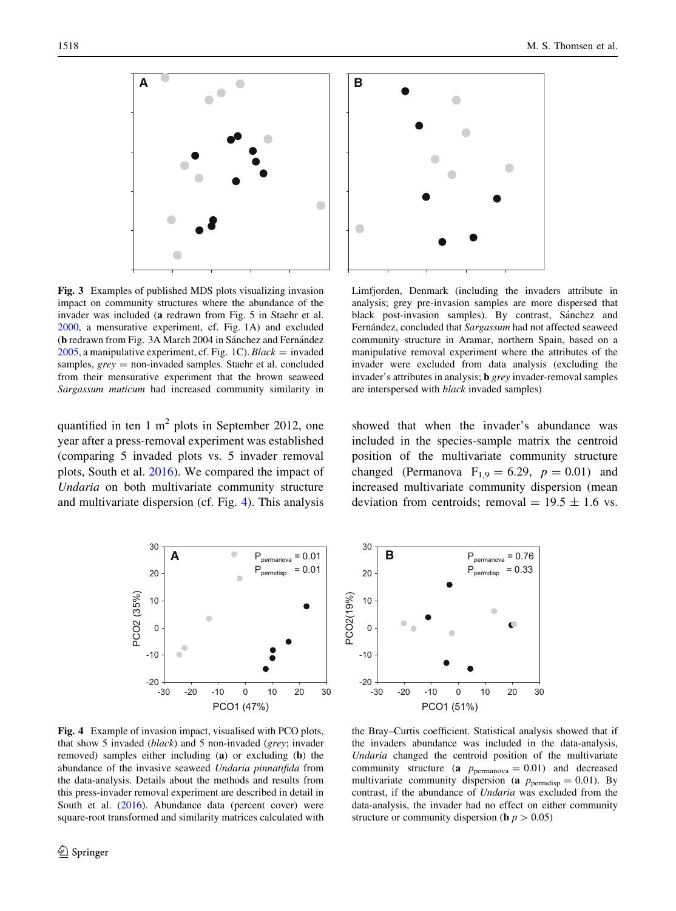**Fig. 3** Examples of published MDS plots visualizing invasion impact on community structures where the abundance of the invader was included (**a** redrawn from Fig. 5 in Staehr et al. 2000, a mensurative experiment, cf. Fig. 1A) and excluded (**b** redrawn from Fig. 3A March 2004 in Sánchez and Fernández 2005, a manipulative experiment, cf. Fig. 1C). *Black* = invaded samples, *grey* = non-invaded samples. Staehr et al. concluded from their mensurative experiment that the brown seaweed *Sargassum muticum* had increased community similarity in Limfjorden, Denmark (including the invaders attribute in analysis; grey pre-invasion samples are more dispersed that black post-invasion samples). By contrast, Sánchez and Fernández, concluded that *Sargassum* had not affected seaweed community structure in Aramar, northern Spain, based on a manipulative removal experiment where the attributes of the invader were excluded from data analysis (excluding the invader's attributes in analysis; **b** *grey* invader-removal samples are interspersed with *black* invaded samples)

quantified in ten 1 $m^2$ plots in September 2012, one year after a press-removal experiment was established (comparing 5 invaded plots vs. 5 invader removal plots, South et al. 2016). We compared the impact of *Undaria* on both multivariate community structure and multivariate dispersion (cf. Fig. 4). This analysis showed that when the invader's abundance was included in the species-sample matrix the centroid position of the multivariate community structure changed (Permanova $F_{1,9} = 6.29$, $p = 0.01$) and increased multivariate community dispersion (mean deviation from centroids; removal = 19.5 ± 1.6 vs.

**Fig. 4** Example of invasion impact, visualised with PCO plots, that show 5 invaded (*black*) and 5 non-invaded (*grey*; invader removed) samples either including (**a**) or excluding (**b**) the abundance of the invasive seaweed *Undaria pinnatifida* from the data-analysis. Details about the methods and results from this press-invader removal experiment are described in detail in South et al. (2016). Abundance data (percent cover) were square-root transformed and similarity matrices calculated with the Bray–Curtis coefficient. Statistical analysis showed that if the invaders abundance was included in the data-analysis, *Undaria* changed the centroid position of the multivariate community structure (**a** $p_{\text{permanova}} = 0.01$) and decreased multivariate community dispersion (**a** $p_{\text{permdisp}} = 0.01$). By contrast, if the abundance of *Undaria* was excluded from the data-analysis, the invader had no effect on either community structure or community dispersion (**b** $p > 0.05$)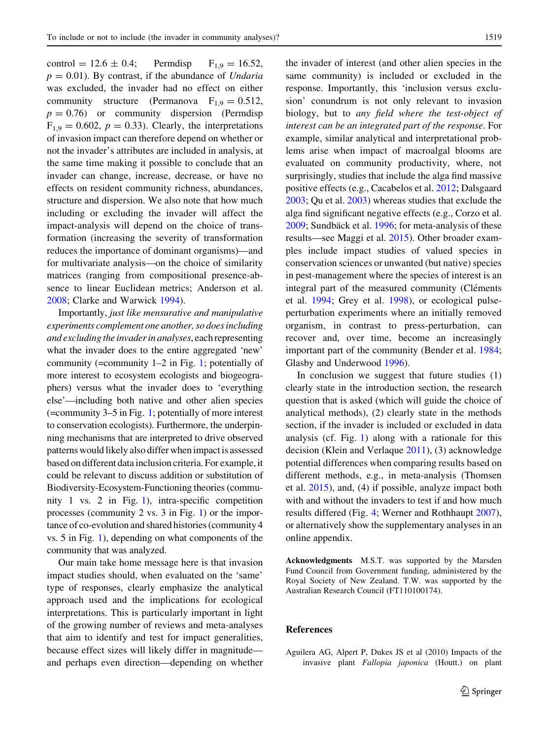control = 12.6 ± 0.4; Permdisp $F_{1,9} = 16.52$, $p = 0.01$). By contrast, if the abundance of *Undaria* was excluded, the invader had no effect on either community structure (Permanova $F_{1,9} = 0.512$, $p = 0.76$) or community dispersion (Permdisp $F_{1,9} = 0.602$, $p = 0.33$). Clearly, the interpretations of invasion impact can therefore depend on whether or not the invader's attributes are included in analysis, at the same time making it possible to conclude that an invader can change, increase, decrease, or have no effects on resident community richness, abundances, structure and dispersion. We also note that how much including or excluding the invader will affect the impact-analysis will depend on the choice of transformation (increasing the severity of transformation reduces the importance of dominant organisms)—and for multivariate analysis—on the choice of similarity matrices (ranging from compositional presence-absence to linear Euclidean metrics; Anderson et al. 2008; Clarke and Warwick 1994).

Importantly, *just like mensurative and manipulative experiments complement one another, so does including and excluding the invader in analyses*, each representing what the invader does to the entire aggregated 'new' community (=community 1–2 in Fig. 1; potentially of more interest to ecosystem ecologists and biogeographers) versus what the invader does to 'everything else'—including both native and other alien species (=community 3–5 in Fig. 1; potentially of more interest to conservation ecologists). Furthermore, the underpinning mechanisms that are interpreted to drive observed patterns would likely also differ when impact is assessed based on different data inclusion criteria. For example, it could be relevant to discuss addition or substitution of Biodiversity-Ecosystem-Functioning theories (community 1 vs. 2 in Fig. 1), intra-specific competition processes (community 2 vs. 3 in Fig. 1) or the importance of co-evolution and shared histories (community 4 vs. 5 in Fig. 1), depending on what components of the community that was analyzed.

Our main take home message here is that invasion impact studies should, when evaluated on the 'same' type of responses, clearly emphasize the analytical approach used and the implications for ecological interpretations. This is particularly important in light of the growing number of reviews and meta-analyses that aim to identify and test for impact generalities, because effect sizes will likely differ in magnitude—and perhaps even direction—depending on whether the invader of interest (and other alien species in the same community) is included or excluded in the response. Importantly, this 'inclusion versus exclusion' conundrum is not only relevant to invasion biology, but to *any field where the test-object of interest can be an integrated part of the response*. For example, similar analytical and interpretational problems arise when impact of macroalgal blooms are evaluated on community productivity, where, not surprisingly, studies that include the alga find massive positive effects (e.g., Cacabelos et al. 2012; Dalsgaard 2003; Qu et al. 2003) whereas studies that exclude the alga find significant negative effects (e.g., Corzo et al. 2009; Sundbäck et al. 1996; for meta-analysis of these results—see Maggi et al. 2015). Other broader examples include impact studies of valued species in conservation sciences or unwanted (but native) species in pest-management where the species of interest is an integral part of the measured community (Cléments et al. 1994; Grey et al. 1998), or ecological pulse-perturbation experiments where an initially removed organism, in contrast to press-perturbation, can recover and, over time, become an increasingly important part of the community (Bender et al. 1984; Glasby and Underwood 1996).

In conclusion we suggest that future studies (1) clearly state in the introduction section, the research question that is asked (which will guide the choice of analytical methods), (2) clearly state in the methods section, if the invader is included or excluded in data analysis (cf. Fig. 1) along with a rationale for this decision (Klein and Verlaque 2011), (3) acknowledge potential differences when comparing results based on different methods, e.g., in meta-analysis (Thomsen et al. 2015), and, (4) if possible, analyze impact both with and without the invaders to test if and how much results differed (Fig. 4; Werner and Rothhaupt 2007), or alternatively show the supplementary analyses in an online appendix.

**Acknowledgments** M.S.T. was supported by the Marsden Fund Council from Government funding, administered by the Royal Society of New Zealand. T.W. was supported by the Australian Research Council (FT110100174).

## References

Aguilera AG, Alpert P, Dukes JS et al (2010) Impacts of the invasive plant *Fallopia japonica* (Houtt.) on plant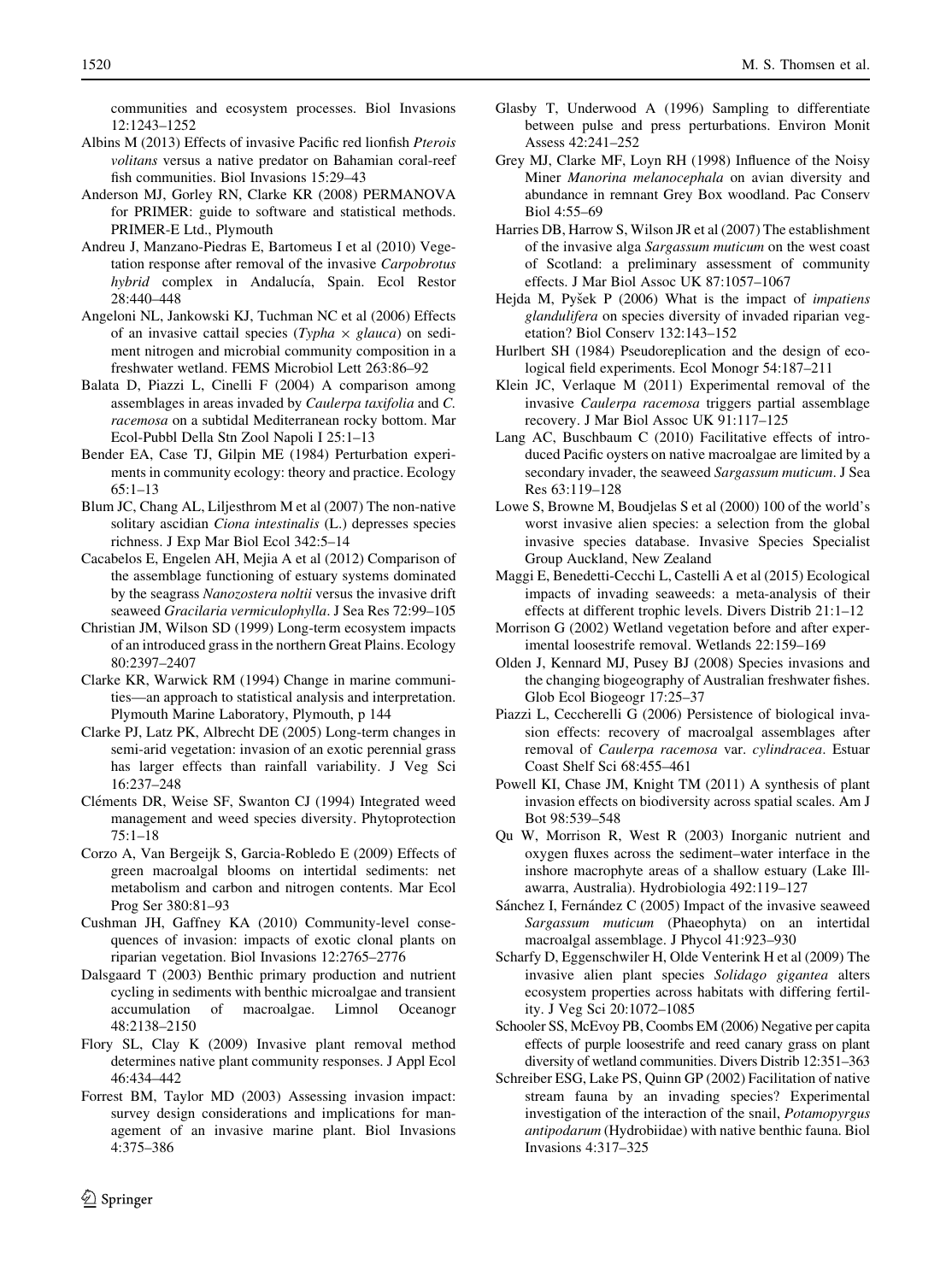communities and ecosystem processes. Biol Invasions 12:1243–1252

Albins M (2013) Effects of invasive Pacific red lionfish *Pterois volitans* versus a native predator on Bahamian coral-reef fish communities. Biol Invasions 15:29–43

Anderson MJ, Gorley RN, Clarke KR (2008) PERMANOVA for PRIMER: guide to software and statistical methods. PRIMER-E Ltd., Plymouth

Andreu J, Manzano-Piedras E, Bartomeus I et al (2010) Vegetation response after removal of the invasive *Carpobrotus hybrid* complex in Andalucía, Spain. Ecol Restor 28:440–448

Angeloni NL, Jankowski KJ, Tuchman NC et al (2006) Effects of an invasive cattail species (*Typha* × *glauca*) on sediment nitrogen and microbial community composition in a freshwater wetland. FEMS Microbiol Lett 263:86–92

Balata D, Piazzi L, Cinelli F (2004) A comparison among assemblages in areas invaded by *Caulerpa taxifolia* and *C. racemosa* on a subtidal Mediterranean rocky bottom. Mar Ecol-Pubbl Della Stn Zool Napoli I 25:1–13

Bender EA, Case TJ, Gilpin ME (1984) Perturbation experiments in community ecology: theory and practice. Ecology 65:1–13

Blum JC, Chang AL, Liljesthrom M et al (2007) The non-native solitary ascidian *Ciona intestinalis* (L.) depresses species richness. J Exp Mar Biol Ecol 342:5–14

Cacabelos E, Engelen AH, Mejia A et al (2012) Comparison of the assemblage functioning of estuary systems dominated by the seagrass *Nanozostera noltii* versus the invasive drift seaweed *Gracilaria vermiculophylla*. J Sea Res 72:99–105

Christian JM, Wilson SD (1999) Long-term ecosystem impacts of an introduced grass in the northern Great Plains. Ecology 80:2397–2407

Clarke KR, Warwick RM (1994) Change in marine communities—an approach to statistical analysis and interpretation. Plymouth Marine Laboratory, Plymouth, p 144

Clarke PJ, Latz PK, Albrecht DE (2005) Long-term changes in semi-arid vegetation: invasion of an exotic perennial grass has larger effects than rainfall variability. J Veg Sci 16:237–248

Cléments DR, Weise SF, Swanton CJ (1994) Integrated weed management and weed species diversity. Phytoprotection 75:1–18

Corzo A, Van Bergeijk S, Garcia-Robledo E (2009) Effects of green macroalgal blooms on intertidal sediments: net metabolism and carbon and nitrogen contents. Mar Ecol Prog Ser 380:81–93

Cushman JH, Gaffney KA (2010) Community-level consequences of invasion: impacts of exotic clonal plants on riparian vegetation. Biol Invasions 12:2765–2776

Dalsgaard T (2003) Benthic primary production and nutrient cycling in sediments with benthic microalgae and transient accumulation of macroalgae. Limnol Oceanogr 48:2138–2150

Flory SL, Clay K (2009) Invasive plant removal method determines native plant community responses. J Appl Ecol 46:434–442

Forrest BM, Taylor MD (2003) Assessing invasion impact: survey design considerations and implications for management of an invasive marine plant. Biol Invasions 4:375–386

Glasby T, Underwood A (1996) Sampling to differentiate between pulse and press perturbations. Environ Monit Assess 42:241–252

Grey MJ, Clarke MF, Loyn RH (1998) Influence of the Noisy Miner *Manorina melanocephala* on avian diversity and abundance in remnant Grey Box woodland. Pac Conserv Biol 4:55–69

Harries DB, Harrow S, Wilson JR et al (2007) The establishment of the invasive alga *Sargassum muticum* on the west coast of Scotland: a preliminary assessment of community effects. J Mar Biol Assoc UK 87:1057–1067

Hejda M, Pyšek P (2006) What is the impact of *impatiens glandulifera* on species diversity of invaded riparian vegetation? Biol Conserv 132:143–152

Hurlbert SH (1984) Pseudoreplication and the design of ecological field experiments. Ecol Monogr 54:187–211

Klein JC, Verlaque M (2011) Experimental removal of the invasive *Caulerpa racemosa* triggers partial assemblage recovery. J Mar Biol Assoc UK 91:117–125

Lang AC, Buschbaum C (2010) Facilitative effects of introduced Pacific oysters on native macroalgae are limited by a secondary invader, the seaweed *Sargassum muticum*. J Sea Res 63:119–128

Lowe S, Browne M, Boudjelas S et al (2000) 100 of the world's worst invasive alien species: a selection from the global invasive species database. Invasive Species Specialist Group Auckland, New Zealand

Maggi E, Benedetti-Cecchi L, Castelli A et al (2015) Ecological impacts of invading seaweeds: a meta-analysis of their effects at different trophic levels. Divers Distrib 21:1–12

Morrison G (2002) Wetland vegetation before and after experimental loosestrife removal. Wetlands 22:159–169

Olden J, Kennard MJ, Pusey BJ (2008) Species invasions and the changing biogeography of Australian freshwater fishes. Glob Ecol Biogeogr 17:25–37

Piazzi L, Ceccherelli G (2006) Persistence of biological invasion effects: recovery of macroalgal assemblages after removal of *Caulerpa racemosa* var. *cylindracea*. Estuar Coast Shelf Sci 68:455–461

Powell KI, Chase JM, Knight TM (2011) A synthesis of plant invasion effects on biodiversity across spatial scales. Am J Bot 98:539–548

Qu W, Morrison R, West R (2003) Inorganic nutrient and oxygen fluxes across the sediment–water interface in the inshore macrophyte areas of a shallow estuary (Lake Illawarra, Australia). Hydrobiologia 492:119–127

Sánchez I, Fernández C (2005) Impact of the invasive seaweed *Sargassum muticum* (Phaeophyta) on an intertidal macroalgal assemblage. J Phycol 41:923–930

Scharfy D, Eggenschwiler H, Olde Venterink H et al (2009) The invasive alien plant species *Solidago gigantea* alters ecosystem properties across habitats with differing fertility. J Veg Sci 20:1072–1085

Schooler SS, McEvoy PB, Coombs EM (2006) Negative per capita effects of purple loosestrife and reed canary grass on plant diversity of wetland communities. Divers Distrib 12:351–363

Schreiber ESG, Lake PS, Quinn GP (2002) Facilitation of native stream fauna by an invading species? Experimental investigation of the interaction of the snail, *Potamopyrgus antipodarum* (Hydrobiidae) with native benthic fauna. Biol Invasions 4:317–325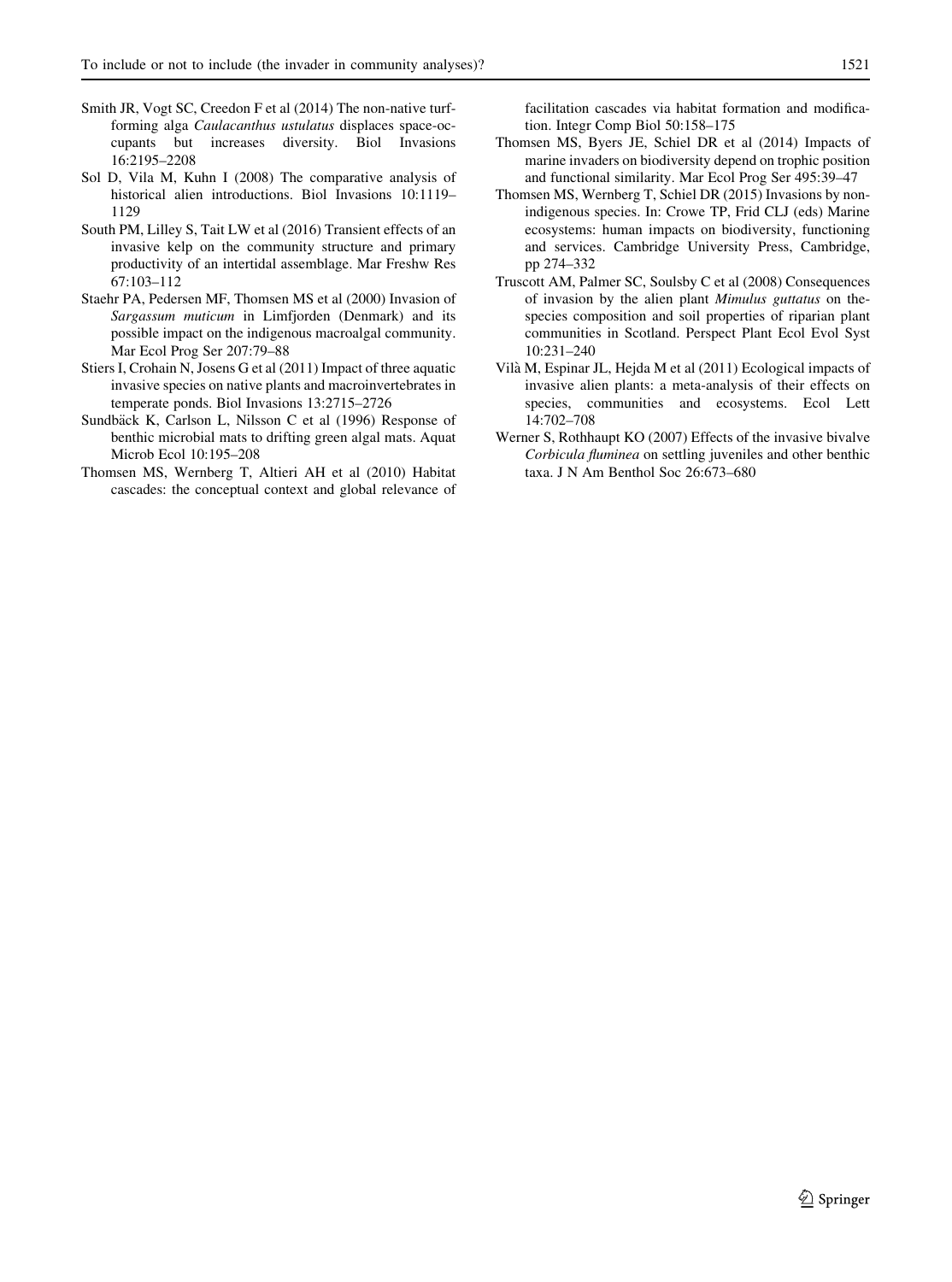Smith JR, Vogt SC, Creedon F et al (2014) The non-native turf-forming alga *Caulacanthus ustulatus* displaces space-occupants but increases diversity. Biol Invasions 16:2195–2208

Sol D, Vila M, Kuhn I (2008) The comparative analysis of historical alien introductions. Biol Invasions 10:1119–1129

South PM, Lilley S, Tait LW et al (2016) Transient effects of an invasive kelp on the community structure and primary productivity of an intertidal assemblage. Mar Freshw Res 67:103–112

Staehr PA, Pedersen MF, Thomsen MS et al (2000) Invasion of *Sargassum muticum* in Limfjorden (Denmark) and its possible impact on the indigenous macroalgal community. Mar Ecol Prog Ser 207:79–88

Stiers I, Crohain N, Josens G et al (2011) Impact of three aquatic invasive species on native plants and macroinvertebrates in temperate ponds. Biol Invasions 13:2715–2726

Sundbäck K, Carlson L, Nilsson C et al (1996) Response of benthic microbial mats to drifting green algal mats. Aquat Microb Ecol 10:195–208

Thomsen MS, Wernberg T, Altieri AH et al (2010) Habitat cascades: the conceptual context and global relevance of facilitation cascades via habitat formation and modification. Integr Comp Biol 50:158–175

Thomsen MS, Byers JE, Schiel DR et al (2014) Impacts of marine invaders on biodiversity depend on trophic position and functional similarity. Mar Ecol Prog Ser 495:39–47

Thomsen MS, Wernberg T, Schiel DR (2015) Invasions by non-indigenous species. In: Crowe TP, Frid CLJ (eds) Marine ecosystems: human impacts on biodiversity, functioning and services. Cambridge University Press, Cambridge, pp 274–332

Truscott AM, Palmer SC, Soulsby C et al (2008) Consequences of invasion by the alien plant *Mimulus guttatus* on the-species composition and soil properties of riparian plant communities in Scotland. Perspect Plant Ecol Evol Syst 10:231–240

Vilà M, Espinar JL, Hejda M et al (2011) Ecological impacts of invasive alien plants: a meta-analysis of their effects on species, communities and ecosystems. Ecol Lett 14:702–708

Werner S, Rothhaupt KO (2007) Effects of the invasive bivalve *Corbicula fluminea* on settling juveniles and other benthic taxa. J N Am Benthol Soc 26:673–680